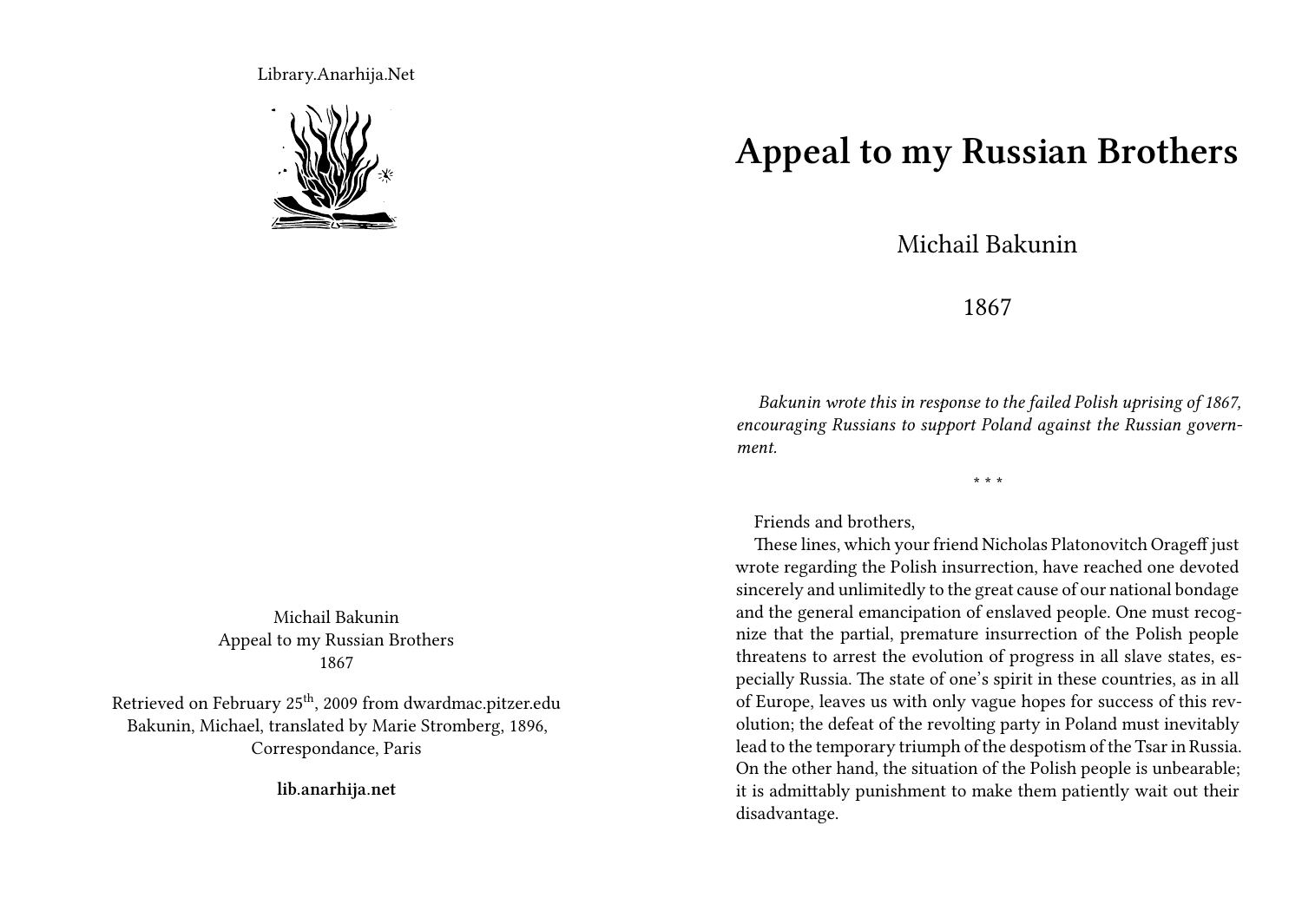Library.Anarhija.Net

Michail Bakunin
Appeal to my Russian Brothers
1867

Retrieved on February 25th, 2009 from dwardmac.pitzer.edu
Bakunin, Michael, translated by Marie Stromberg, 1896, Correspondance, Paris

**lib.anarhija.net**

# Appeal to my Russian Brothers

Michail Bakunin

1867

*Bakunin wrote this in response to the failed Polish uprising of 1867, encouraging Russians to support Poland against the Russian government.*

\* \* \*

Friends and brothers,

These lines, which your friend Nicholas Platonovitch Orageff just wrote regarding the Polish insurrection, have reached one devoted sincerely and unlimitedly to the great cause of our national bondage and the general emancipation of enslaved people. One must recognize that the partial, premature insurrection of the Polish people threatens to arrest the evolution of progress in all slave states, especially Russia. The state of one's spirit in these countries, as in all of Europe, leaves us with only vague hopes for success of this revolution; the defeat of the revolting party in Poland must inevitably lead to the temporary triumph of the despotism of the Tsar in Russia. On the other hand, the situation of the Polish people is unbearable; it is admittably punishment to make them patiently wait out their disadvantage.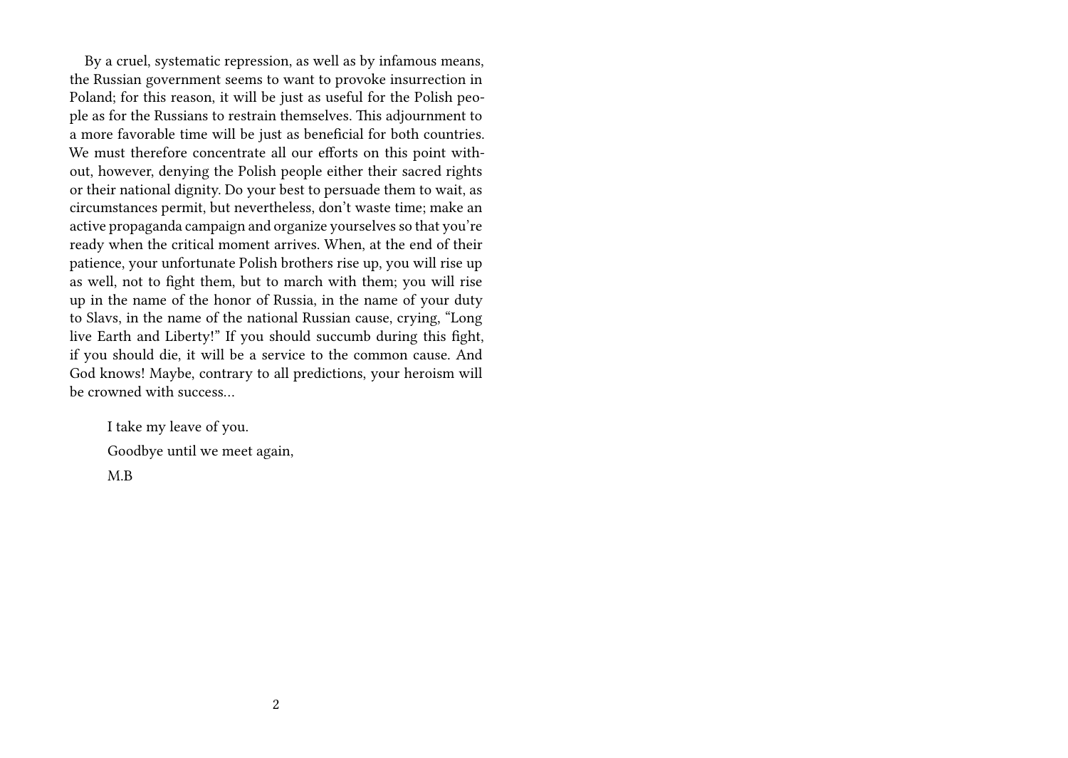By a cruel, systematic repression, as well as by infamous means, the Russian government seems to want to provoke insurrection in Poland; for this reason, it will be just as useful for the Polish people as for the Russians to restrain themselves. This adjournment to a more favorable time will be just as beneficial for both countries. We must therefore concentrate all our efforts on this point without, however, denying the Polish people either their sacred rights or their national dignity. Do your best to persuade them to wait, as circumstances permit, but nevertheless, don't waste time; make an active propaganda campaign and organize yourselves so that you're ready when the critical moment arrives. When, at the end of their patience, your unfortunate Polish brothers rise up, you will rise up as well, not to fight them, but to march with them; you will rise up in the name of the honor of Russia, in the name of your duty to Slavs, in the name of the national Russian cause, crying, "Long live Earth and Liberty!" If you should succumb during this fight, if you should die, it will be a service to the common cause. And God knows! Maybe, contrary to all predictions, your heroism will be crowned with success…

I take my leave of you.

Goodbye until we meet again,

M.B